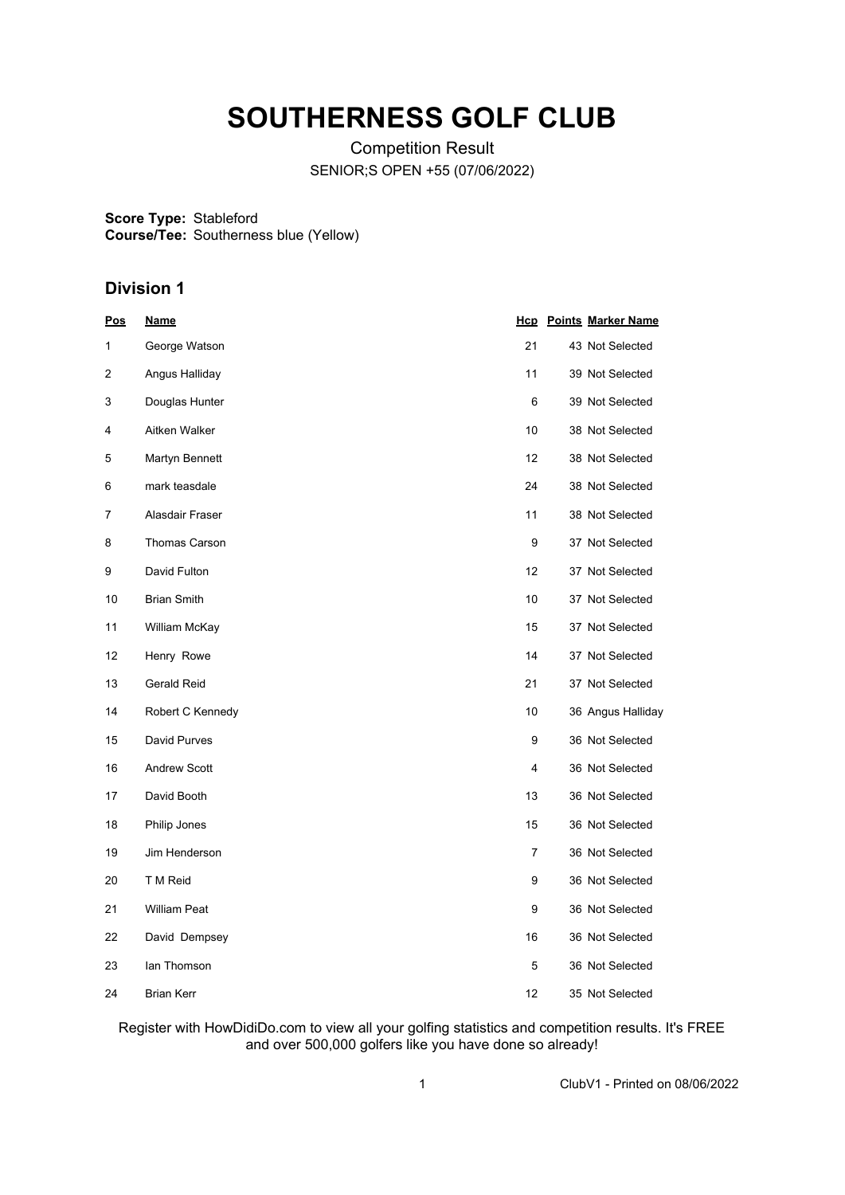# SOUTHERNESS GOLF CLUB

Competition Result

SENIOR;S OPEN +55 (07/06/2022)

**Score Type:** Stableford
**Course/Tee:** Southerness blue (Yellow)

## Division 1

| Pos | Name | Hcp | Points | Marker Name |
|---|---|---|---|---|
| 1 | George Watson | 21 | 43 | Not Selected |
| 2 | Angus Halliday | 11 | 39 | Not Selected |
| 3 | Douglas Hunter | 6 | 39 | Not Selected |
| 4 | Aitken Walker | 10 | 38 | Not Selected |
| 5 | Martyn Bennett | 12 | 38 | Not Selected |
| 6 | mark teasdale | 24 | 38 | Not Selected |
| 7 | Alasdair Fraser | 11 | 38 | Not Selected |
| 8 | Thomas Carson | 9 | 37 | Not Selected |
| 9 | David Fulton | 12 | 37 | Not Selected |
| 10 | Brian Smith | 10 | 37 | Not Selected |
| 11 | William McKay | 15 | 37 | Not Selected |
| 12 | Henry Rowe | 14 | 37 | Not Selected |
| 13 | Gerald Reid | 21 | 37 | Not Selected |
| 14 | Robert C Kennedy | 10 | 36 | Angus Halliday |
| 15 | David Purves | 9 | 36 | Not Selected |
| 16 | Andrew Scott | 4 | 36 | Not Selected |
| 17 | David Booth | 13 | 36 | Not Selected |
| 18 | Philip Jones | 15 | 36 | Not Selected |
| 19 | Jim Henderson | 7 | 36 | Not Selected |
| 20 | T M Reid | 9 | 36 | Not Selected |
| 21 | William Peat | 9 | 36 | Not Selected |
| 22 | David Dempsey | 16 | 36 | Not Selected |
| 23 | Ian Thomson | 5 | 36 | Not Selected |
| 24 | Brian Kerr | 12 | 35 | Not Selected |

Register with HowDidiDo.com to view all your golfing statistics and competition results. It's FREE and over 500,000 golfers like you have done so already!

ClubV1 - Printed on 08/06/2022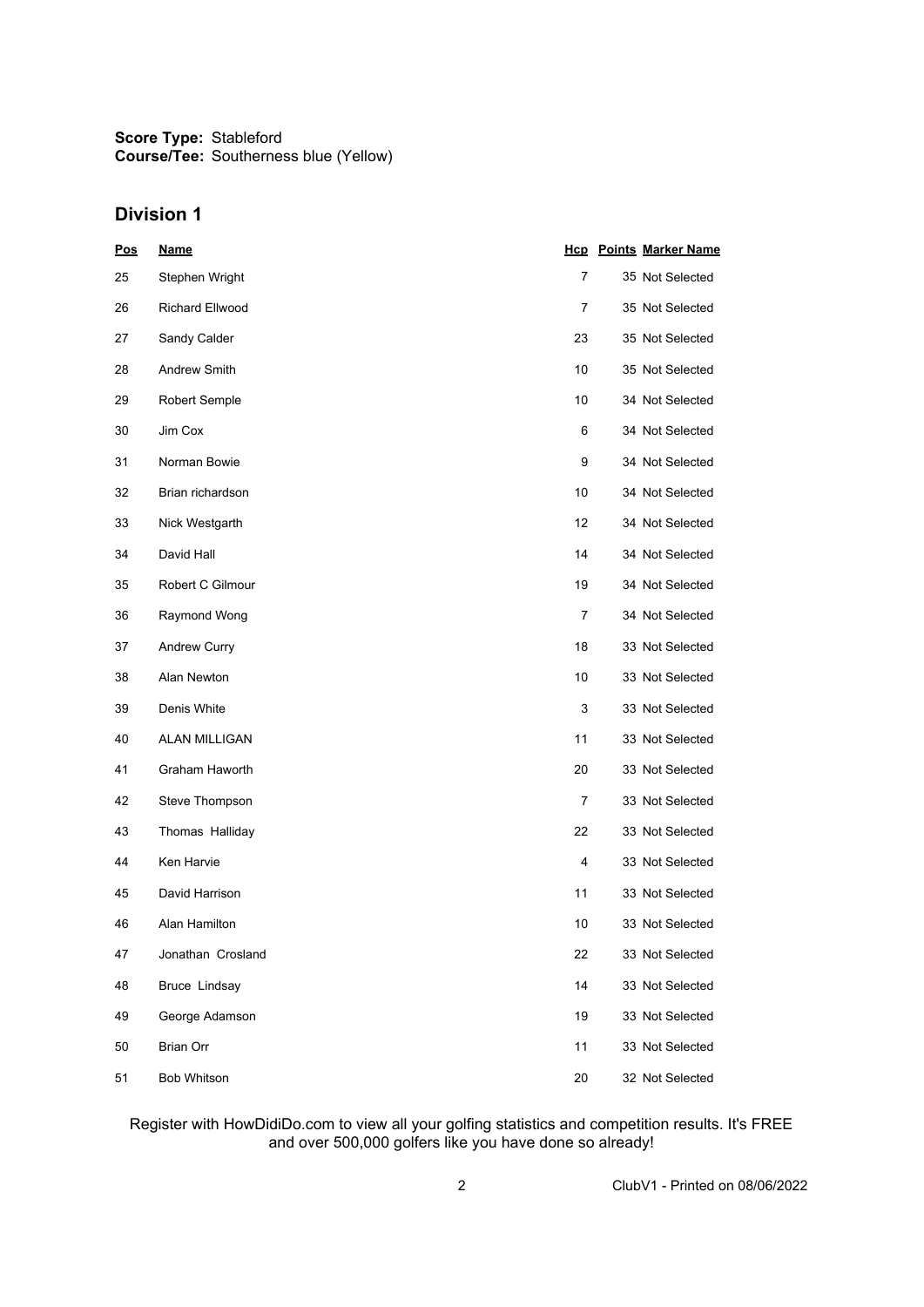**Score Type:** Stableford
**Course/Tee:** Southerness blue (Yellow)

## Division 1

| Pos | Name | Hcp | Points | Marker Name |
|---|---|---|---|---|
| 25 | Stephen Wright | 7 | 35 | Not Selected |
| 26 | Richard Ellwood | 7 | 35 | Not Selected |
| 27 | Sandy Calder | 23 | 35 | Not Selected |
| 28 | Andrew Smith | 10 | 35 | Not Selected |
| 29 | Robert Semple | 10 | 34 | Not Selected |
| 30 | Jim Cox | 6 | 34 | Not Selected |
| 31 | Norman Bowie | 9 | 34 | Not Selected |
| 32 | Brian richardson | 10 | 34 | Not Selected |
| 33 | Nick Westgarth | 12 | 34 | Not Selected |
| 34 | David Hall | 14 | 34 | Not Selected |
| 35 | Robert C Gilmour | 19 | 34 | Not Selected |
| 36 | Raymond Wong | 7 | 34 | Not Selected |
| 37 | Andrew Curry | 18 | 33 | Not Selected |
| 38 | Alan Newton | 10 | 33 | Not Selected |
| 39 | Denis White | 3 | 33 | Not Selected |
| 40 | ALAN MILLIGAN | 11 | 33 | Not Selected |
| 41 | Graham Haworth | 20 | 33 | Not Selected |
| 42 | Steve Thompson | 7 | 33 | Not Selected |
| 43 | Thomas Halliday | 22 | 33 | Not Selected |
| 44 | Ken Harvie | 4 | 33 | Not Selected |
| 45 | David Harrison | 11 | 33 | Not Selected |
| 46 | Alan Hamilton | 10 | 33 | Not Selected |
| 47 | Jonathan Crosland | 22 | 33 | Not Selected |
| 48 | Bruce Lindsay | 14 | 33 | Not Selected |
| 49 | George Adamson | 19 | 33 | Not Selected |
| 50 | Brian Orr | 11 | 33 | Not Selected |
| 51 | Bob Whitson | 20 | 32 | Not Selected |

Register with HowDidiDo.com to view all your golfing statistics and competition results. It's FREE and over 500,000 golfers like you have done so already!

ClubV1 - Printed on 08/06/2022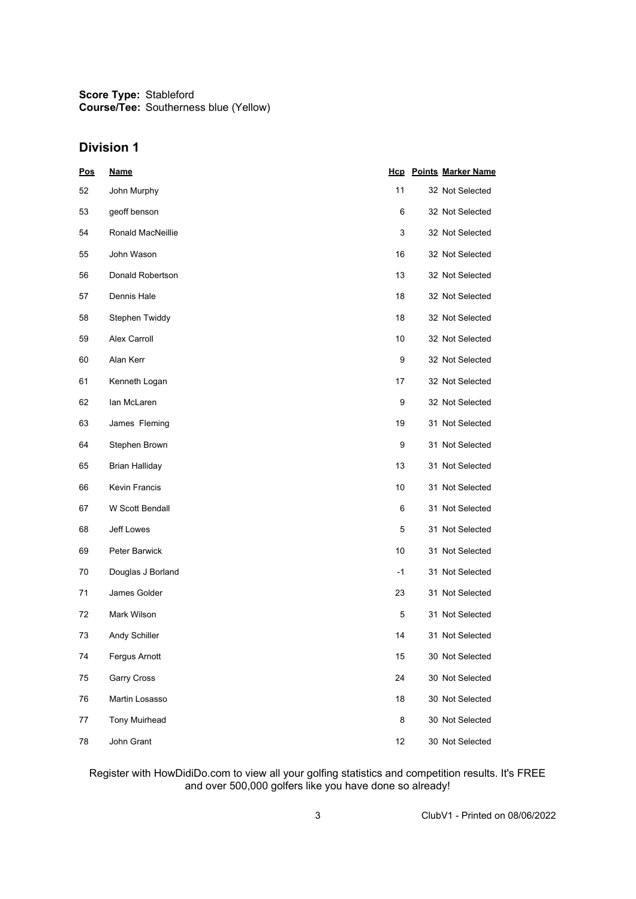**Score Type:** Stableford
**Course/Tee:** Southerness blue (Yellow)

## Division 1

| Pos | Name | Hcp | Points | Marker Name |
|---|---|---|---|---|
| 52 | John Murphy | 11 | 32 | Not Selected |
| 53 | geoff benson | 6 | 32 | Not Selected |
| 54 | Ronald MacNeillie | 3 | 32 | Not Selected |
| 55 | John Wason | 16 | 32 | Not Selected |
| 56 | Donald Robertson | 13 | 32 | Not Selected |
| 57 | Dennis Hale | 18 | 32 | Not Selected |
| 58 | Stephen Twiddy | 18 | 32 | Not Selected |
| 59 | Alex Carroll | 10 | 32 | Not Selected |
| 60 | Alan Kerr | 9 | 32 | Not Selected |
| 61 | Kenneth Logan | 17 | 32 | Not Selected |
| 62 | Ian McLaren | 9 | 32 | Not Selected |
| 63 | James Fleming | 19 | 31 | Not Selected |
| 64 | Stephen Brown | 9 | 31 | Not Selected |
| 65 | Brian Halliday | 13 | 31 | Not Selected |
| 66 | Kevin Francis | 10 | 31 | Not Selected |
| 67 | W Scott Bendall | 6 | 31 | Not Selected |
| 68 | Jeff Lowes | 5 | 31 | Not Selected |
| 69 | Peter Barwick | 10 | 31 | Not Selected |
| 70 | Douglas J Borland | -1 | 31 | Not Selected |
| 71 | James Golder | 23 | 31 | Not Selected |
| 72 | Mark Wilson | 5 | 31 | Not Selected |
| 73 | Andy Schiller | 14 | 31 | Not Selected |
| 74 | Fergus Arnott | 15 | 30 | Not Selected |
| 75 | Garry Cross | 24 | 30 | Not Selected |
| 76 | Martin Losasso | 18 | 30 | Not Selected |
| 77 | Tony Muirhead | 8 | 30 | Not Selected |
| 78 | John Grant | 12 | 30 | Not Selected |

Register with HowDidiDo.com to view all your golfing statistics and competition results. It's FREE and over 500,000 golfers like you have done so already!

ClubV1 - Printed on 08/06/2022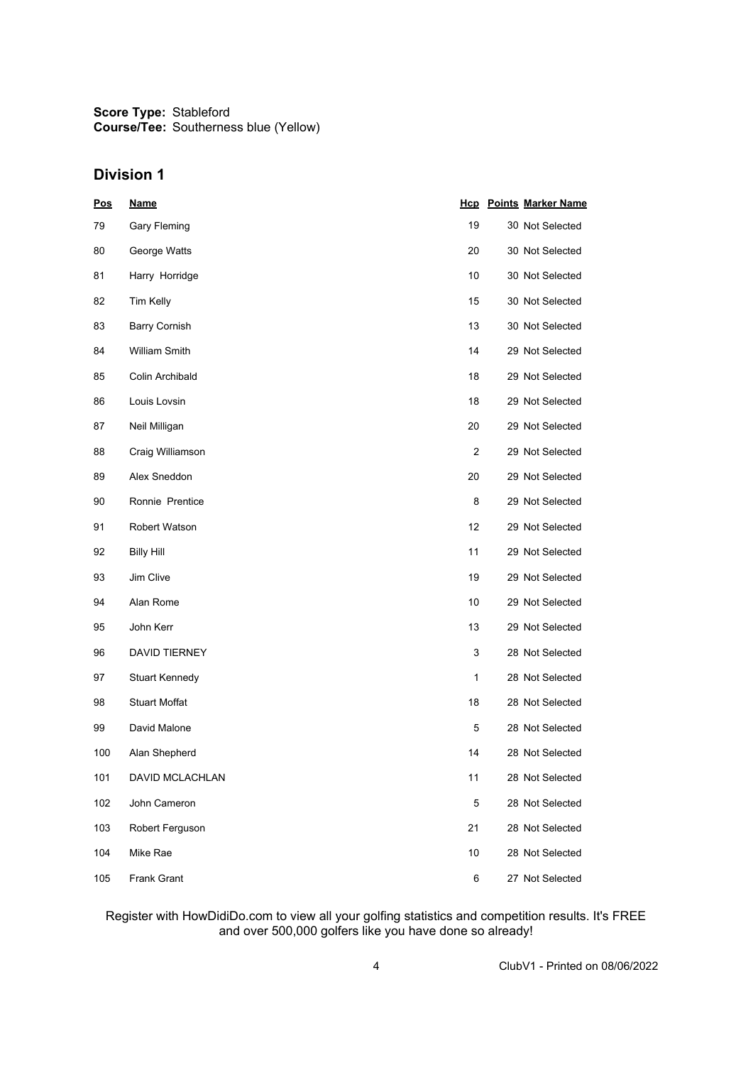**Score Type:** Stableford
**Course/Tee:** Southerness blue (Yellow)

## Division 1

| Pos | Name | Hcp | Points | Marker Name |
|---|---|---|---|---|
| 79 | Gary Fleming | 19 | 30 | Not Selected |
| 80 | George Watts | 20 | 30 | Not Selected |
| 81 | Harry Horridge | 10 | 30 | Not Selected |
| 82 | Tim Kelly | 15 | 30 | Not Selected |
| 83 | Barry Cornish | 13 | 30 | Not Selected |
| 84 | William Smith | 14 | 29 | Not Selected |
| 85 | Colin Archibald | 18 | 29 | Not Selected |
| 86 | Louis Lovsin | 18 | 29 | Not Selected |
| 87 | Neil Milligan | 20 | 29 | Not Selected |
| 88 | Craig Williamson | 2 | 29 | Not Selected |
| 89 | Alex Sneddon | 20 | 29 | Not Selected |
| 90 | Ronnie Prentice | 8 | 29 | Not Selected |
| 91 | Robert Watson | 12 | 29 | Not Selected |
| 92 | Billy Hill | 11 | 29 | Not Selected |
| 93 | Jim Clive | 19 | 29 | Not Selected |
| 94 | Alan Rome | 10 | 29 | Not Selected |
| 95 | John Kerr | 13 | 29 | Not Selected |
| 96 | DAVID TIERNEY | 3 | 28 | Not Selected |
| 97 | Stuart Kennedy | 1 | 28 | Not Selected |
| 98 | Stuart Moffat | 18 | 28 | Not Selected |
| 99 | David Malone | 5 | 28 | Not Selected |
| 100 | Alan Shepherd | 14 | 28 | Not Selected |
| 101 | DAVID MCLACHLAN | 11 | 28 | Not Selected |
| 102 | John Cameron | 5 | 28 | Not Selected |
| 103 | Robert Ferguson | 21 | 28 | Not Selected |
| 104 | Mike Rae | 10 | 28 | Not Selected |
| 105 | Frank Grant | 6 | 27 | Not Selected |

Register with HowDidiDo.com to view all your golfing statistics and competition results. It's FREE and over 500,000 golfers like you have done so already!

ClubV1 - Printed on 08/06/2022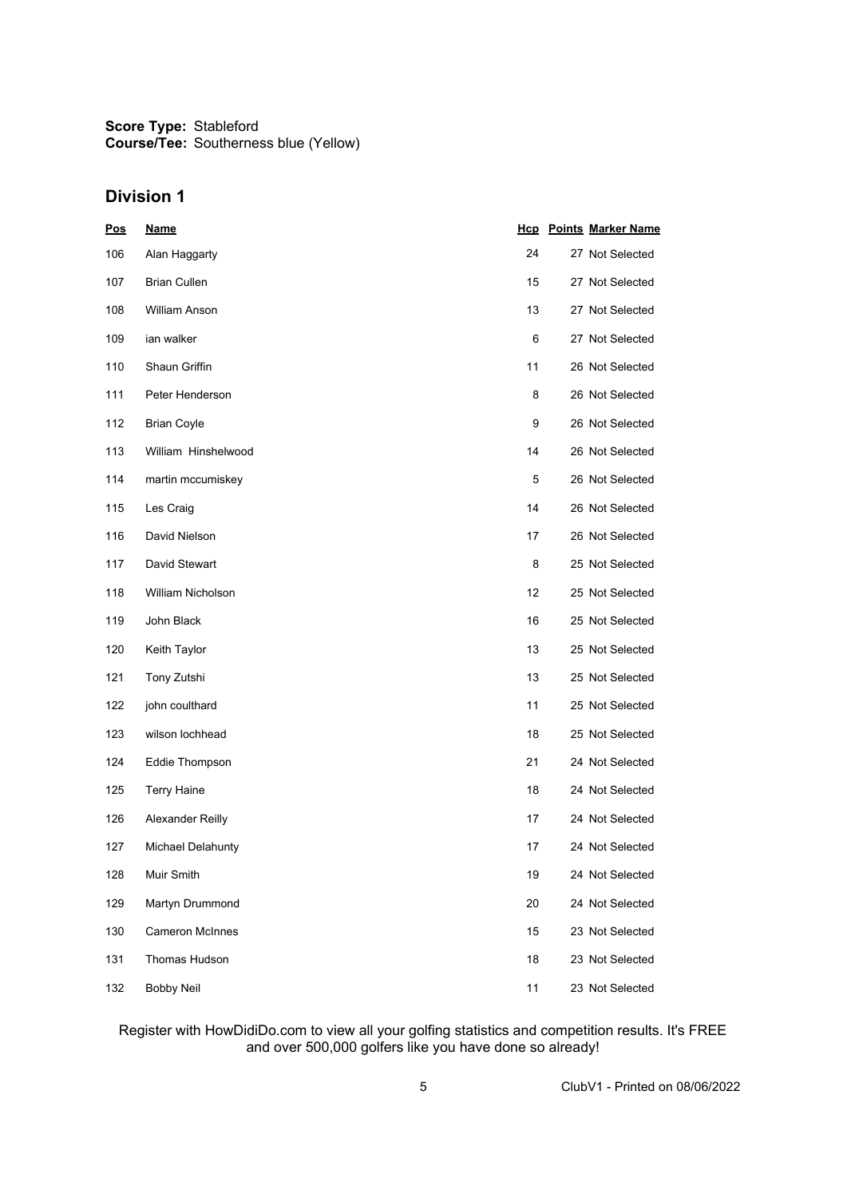**Score Type:** Stableford
**Course/Tee:** Southerness blue (Yellow)

## Division 1

| Pos | Name | Hcp | Points | Marker Name |
|---|---|---|---|---|
| 106 | Alan Haggarty | 24 | 27 | Not Selected |
| 107 | Brian Cullen | 15 | 27 | Not Selected |
| 108 | William Anson | 13 | 27 | Not Selected |
| 109 | ian walker | 6 | 27 | Not Selected |
| 110 | Shaun Griffin | 11 | 26 | Not Selected |
| 111 | Peter Henderson | 8 | 26 | Not Selected |
| 112 | Brian Coyle | 9 | 26 | Not Selected |
| 113 | William Hinshelwood | 14 | 26 | Not Selected |
| 114 | martin mccumiskey | 5 | 26 | Not Selected |
| 115 | Les Craig | 14 | 26 | Not Selected |
| 116 | David Nielson | 17 | 26 | Not Selected |
| 117 | David Stewart | 8 | 25 | Not Selected |
| 118 | William Nicholson | 12 | 25 | Not Selected |
| 119 | John Black | 16 | 25 | Not Selected |
| 120 | Keith Taylor | 13 | 25 | Not Selected |
| 121 | Tony Zutshi | 13 | 25 | Not Selected |
| 122 | john coulthard | 11 | 25 | Not Selected |
| 123 | wilson lochhead | 18 | 25 | Not Selected |
| 124 | Eddie Thompson | 21 | 24 | Not Selected |
| 125 | Terry Haine | 18 | 24 | Not Selected |
| 126 | Alexander Reilly | 17 | 24 | Not Selected |
| 127 | Michael Delahunty | 17 | 24 | Not Selected |
| 128 | Muir Smith | 19 | 24 | Not Selected |
| 129 | Martyn Drummond | 20 | 24 | Not Selected |
| 130 | Cameron McInnes | 15 | 23 | Not Selected |
| 131 | Thomas Hudson | 18 | 23 | Not Selected |
| 132 | Bobby Neil | 11 | 23 | Not Selected |

Register with HowDidiDo.com to view all your golfing statistics and competition results. It's FREE and over 500,000 golfers like you have done so already!

ClubV1 - Printed on 08/06/2022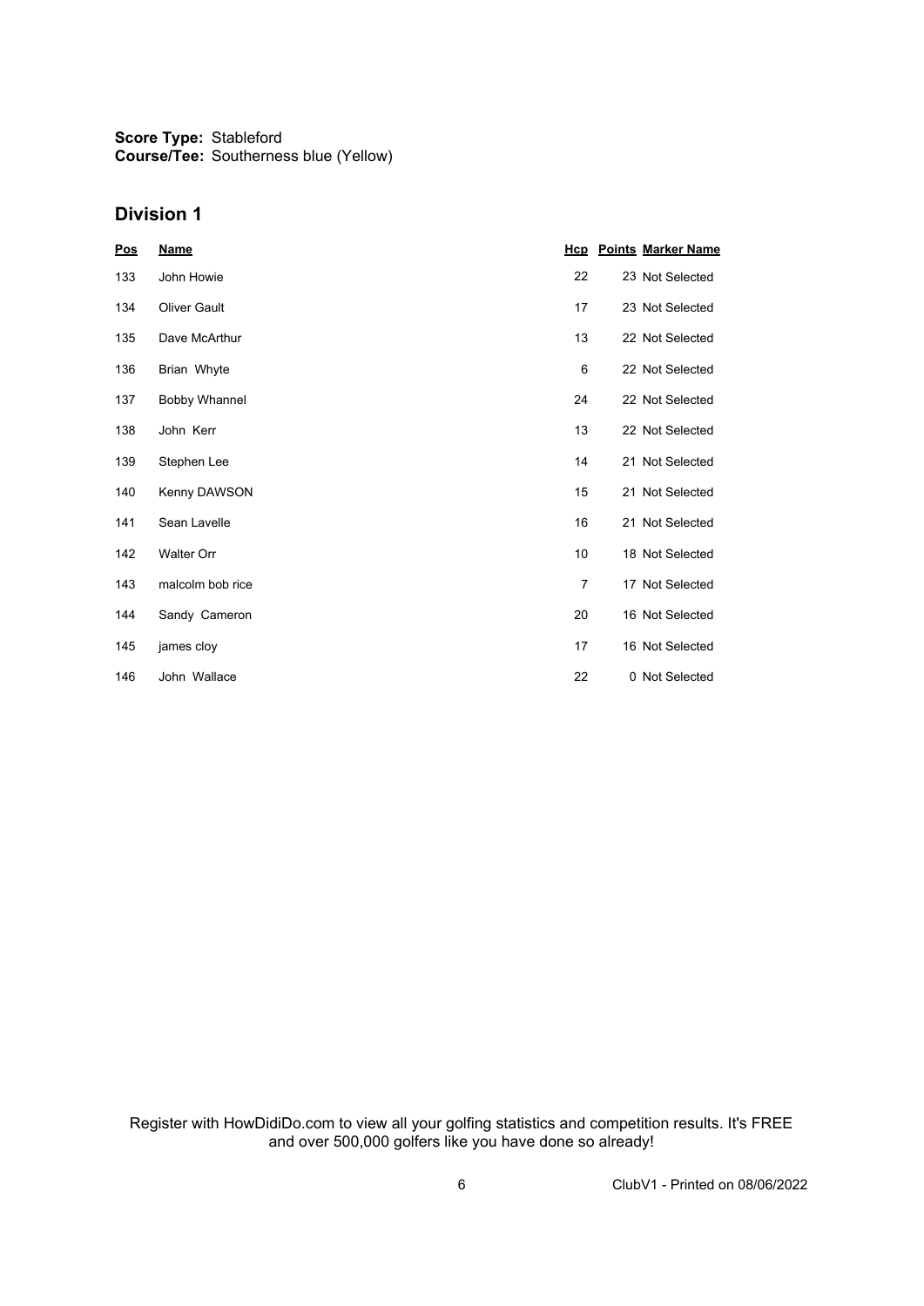**Score Type:** Stableford
**Course/Tee:** Southerness blue (Yellow)

## Division 1

| Pos | Name | Hcp | Points | Marker Name |
|---|---|---|---|---|
| 133 | John Howie | 22 | 23 | Not Selected |
| 134 | Oliver Gault | 17 | 23 | Not Selected |
| 135 | Dave McArthur | 13 | 22 | Not Selected |
| 136 | Brian Whyte | 6 | 22 | Not Selected |
| 137 | Bobby Whannel | 24 | 22 | Not Selected |
| 138 | John Kerr | 13 | 22 | Not Selected |
| 139 | Stephen Lee | 14 | 21 | Not Selected |
| 140 | Kenny DAWSON | 15 | 21 | Not Selected |
| 141 | Sean Lavelle | 16 | 21 | Not Selected |
| 142 | Walter Orr | 10 | 18 | Not Selected |
| 143 | malcolm bob rice | 7 | 17 | Not Selected |
| 144 | Sandy Cameron | 20 | 16 | Not Selected |
| 145 | james cloy | 17 | 16 | Not Selected |
| 146 | John Wallace | 22 | 0 | Not Selected |

Register with HowDidiDo.com to view all your golfing statistics and competition results. It's FREE and over 500,000 golfers like you have done so already!

ClubV1 - Printed on 08/06/2022